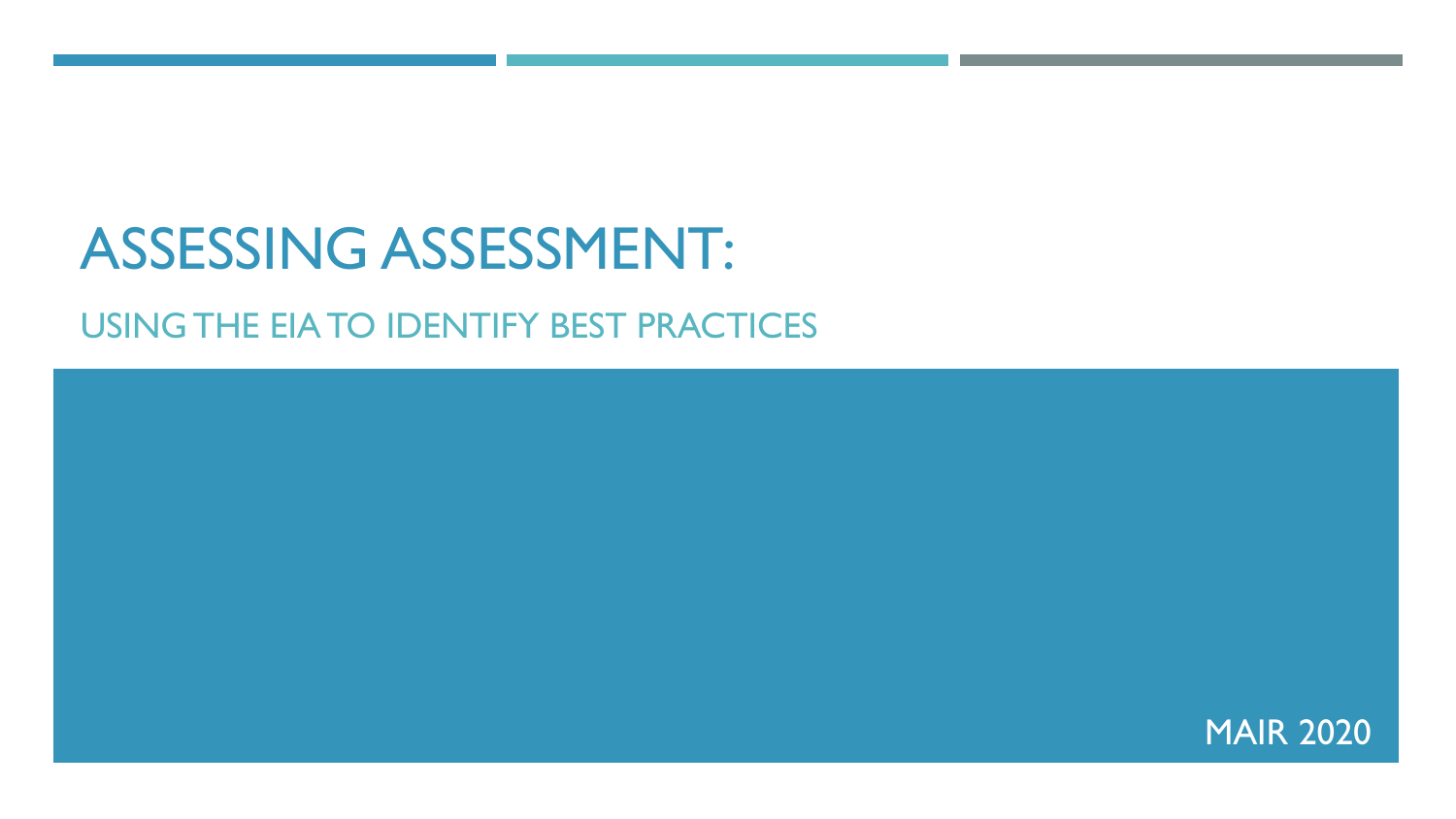# ASSESSING ASSESSMENT:

## USING THE EIA TO IDENTIFY BEST PRACTICES

MAIR 2020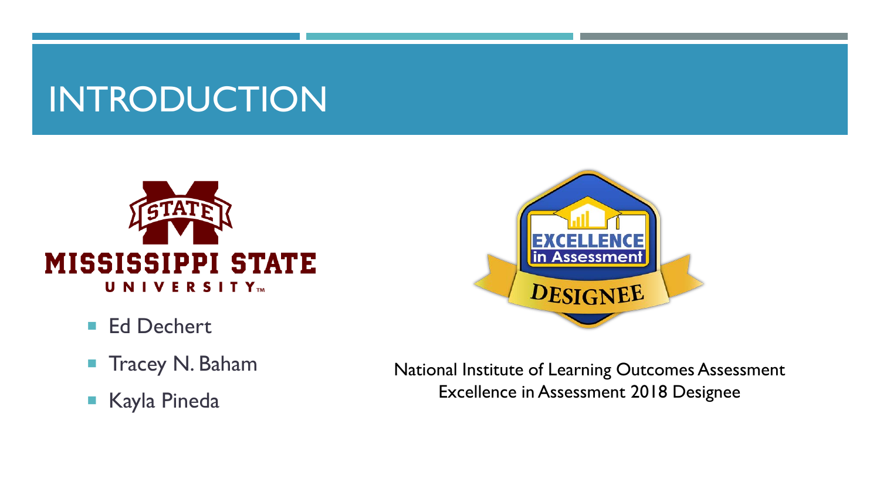# INTRODUCTION

- Ed Dechert
- Tracey N. Baham
- Kayla Pineda

National Institute of Learning Outcomes Assessment Excellence in Assessment 2018 Designee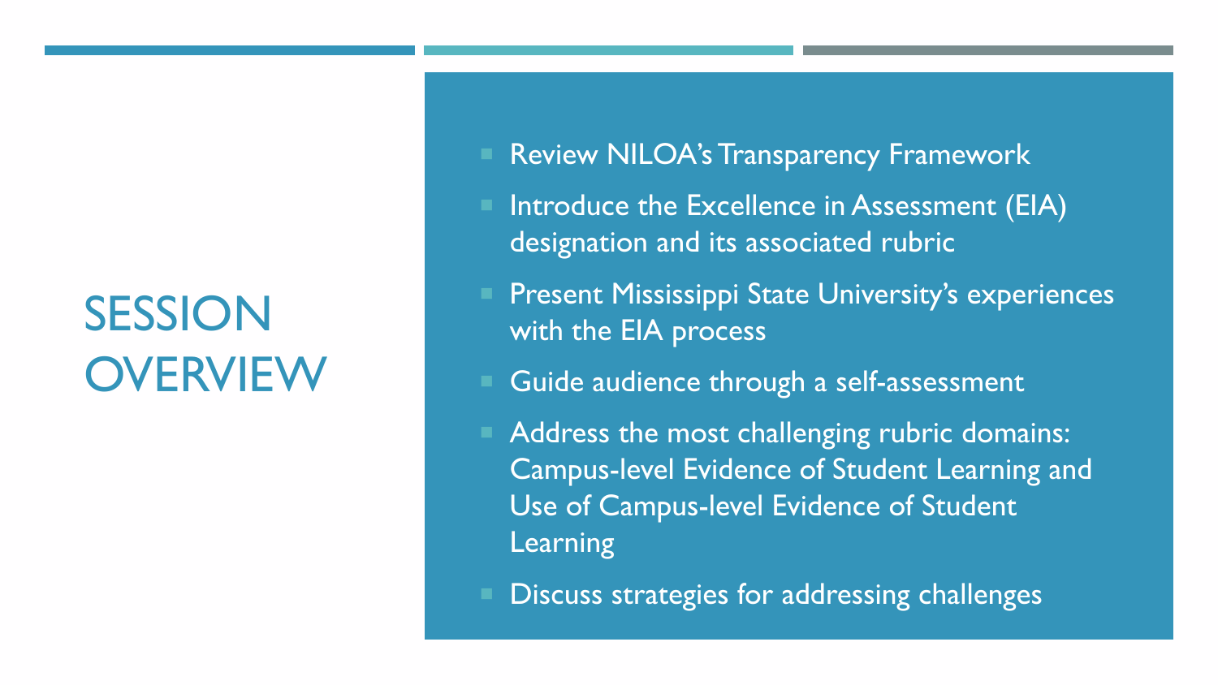# SESSION OVERVIEW

- Review NILOA's Transparency Framework
- Introduce the Excellence in Assessment (EIA) designation and its associated rubric
- Present Mississippi State University's experiences with the EIA process
- Guide audience through a self-assessment
- Address the most challenging rubric domains: Campus-level Evidence of Student Learning and Use of Campus-level Evidence of Student Learning
- Discuss strategies for addressing challenges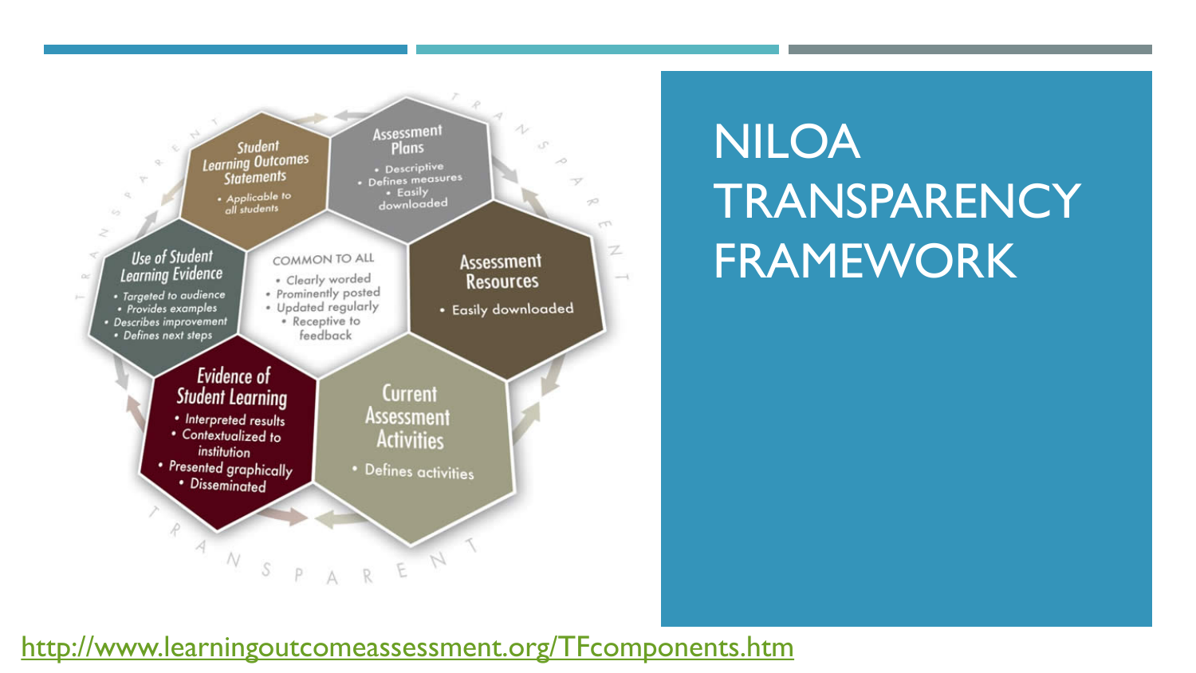# NILOA TRANSPARENCY FRAMEWORK

**Student Learning Outcomes Statements**
- Applicable to all students

**Assessment Plans**
- Descriptive
- Defines measures
- Easily downloaded

**Assessment Resources**
- Easily downloaded

**Current Assessment Activities**
- Defines activities

**Evidence of Student Learning**
- Interpreted results
- Contextualized to institution
- Presented graphically
- Disseminated

**Use of Student Learning Evidence**
- Targeted to audience
- Provides examples
- Describes improvement
- Defines next steps

**COMMON TO ALL**
- Clearly worded
- Prominently posted
- Updated regularly
- Receptive to feedback

TRANSPARENT

http://www.learningoutcomeassessment.org/TFcomponents.htm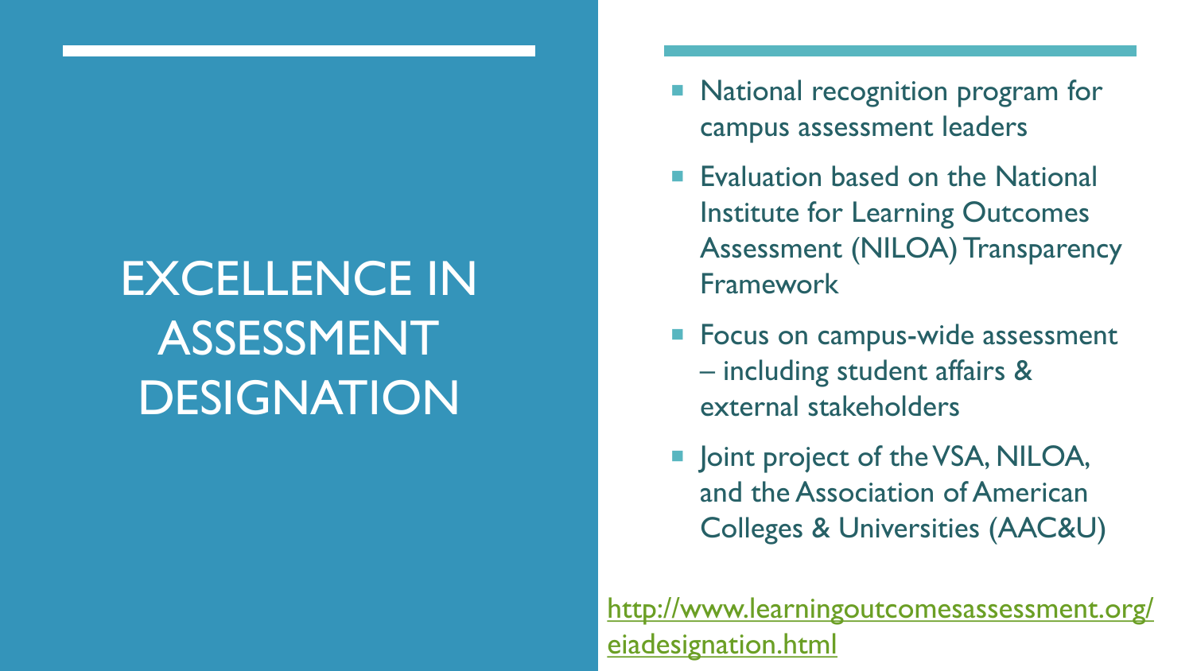# EXCELLENCE IN ASSESSMENT DESIGNATION

- National recognition program for campus assessment leaders
- Evaluation based on the National Institute for Learning Outcomes Assessment (NILOA) Transparency Framework
- Focus on campus-wide assessment – including student affairs & external stakeholders
- Joint project of the VSA, NILOA, and the Association of American Colleges & Universities (AAC&U)

http://www.learningoutcomesassessment.org/eiadesignation.html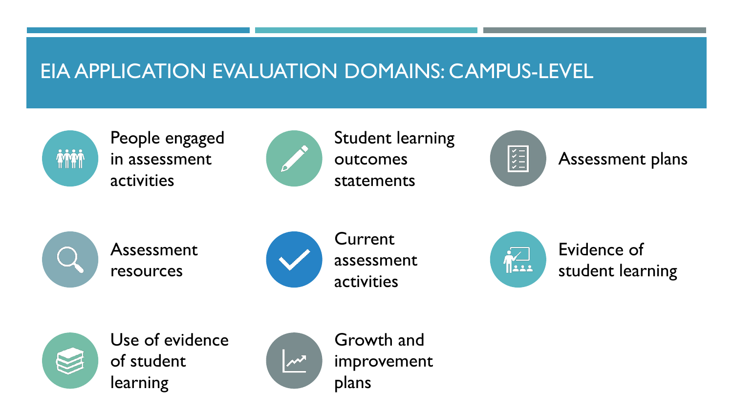# EIA APPLICATION EVALUATION DOMAINS: CAMPUS-LEVEL

- People engaged in assessment activities
- Student learning outcomes statements
- Assessment plans
- Assessment resources
- Current assessment activities
- Evidence of student learning
- Use of evidence of student learning
- Growth and improvement plans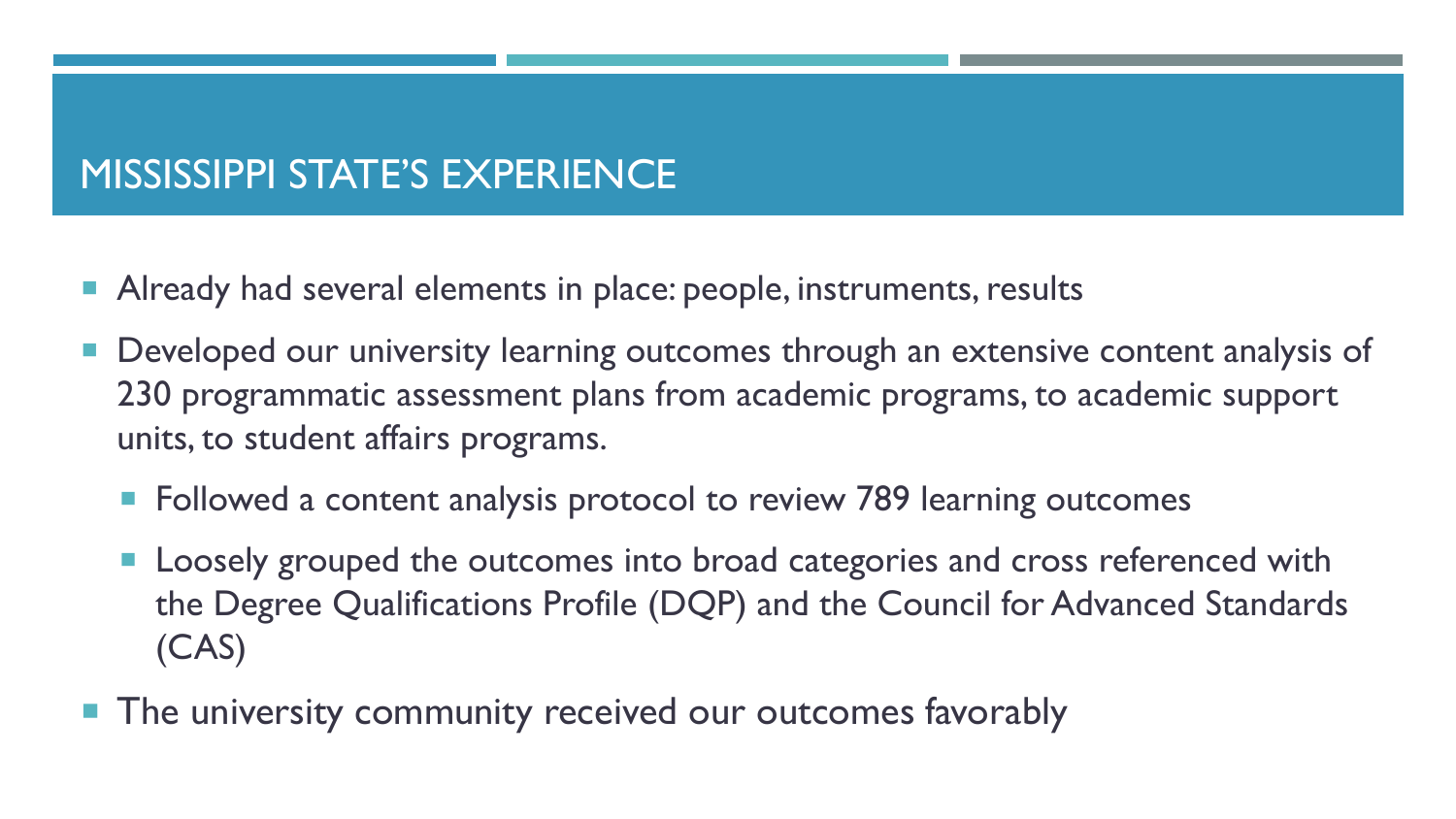# MISSISSIPPI STATE'S EXPERIENCE

- Already had several elements in place: people, instruments, results
- Developed our university learning outcomes through an extensive content analysis of 230 programmatic assessment plans from academic programs, to academic support units, to student affairs programs.
  - Followed a content analysis protocol to review 789 learning outcomes
  - Loosely grouped the outcomes into broad categories and cross referenced with the Degree Qualifications Profile (DQP) and the Council for Advanced Standards (CAS)
- The university community received our outcomes favorably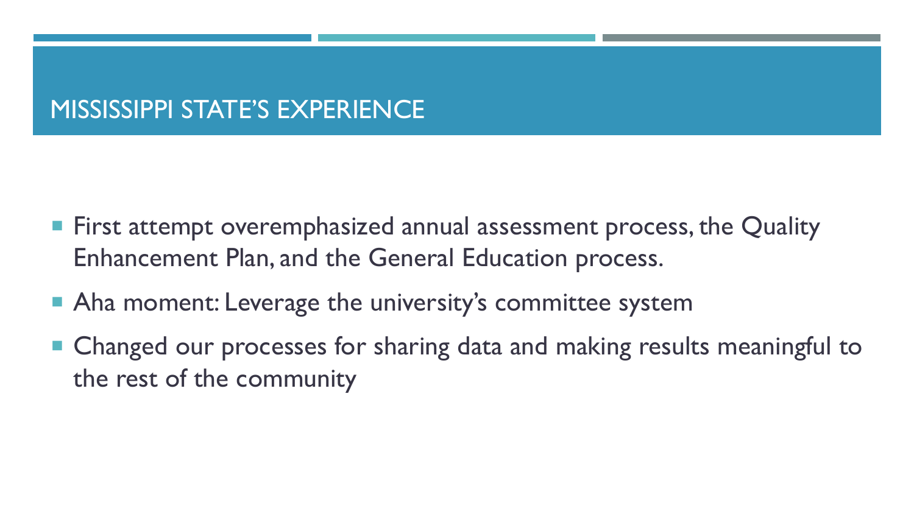## MISSISSIPPI STATE'S EXPERIENCE

- First attempt overemphasized annual assessment process, the Quality Enhancement Plan, and the General Education process.
- Aha moment: Leverage the university's committee system
- Changed our processes for sharing data and making results meaningful to the rest of the community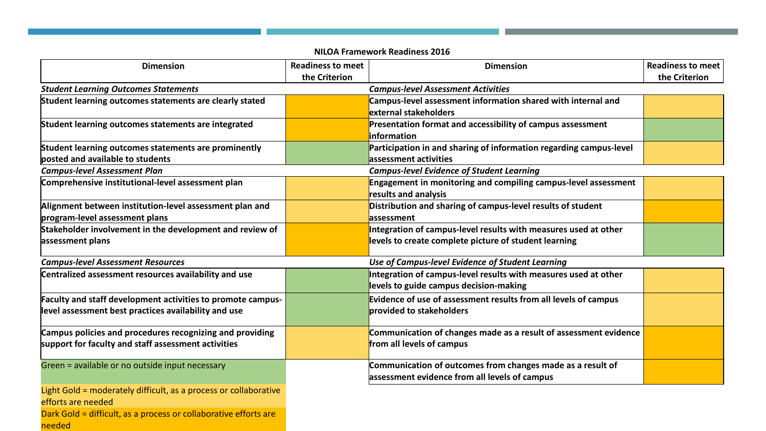**NILOA Framework Readiness 2016**

| Dimension | Readiness to meet the Criterion | Dimension | Readiness to meet the Criterion |
|---|---|---|---|
| ***Student Learning Outcomes Statements*** | | ***Campus-level Assessment Activities*** | |
| **Student learning outcomes statements are clearly stated** | Dark Gold | **Campus-level assessment information shared with internal and external stakeholders** | Light Gold |
| **Student learning outcomes statements are integrated** | Dark Gold | **Presentation format and accessibility of campus assessment information** | Green |
| **Student learning outcomes statements are prominently posted and available to students** | Green | **Participation in and sharing of information regarding campus-level assessment activities** | Light Gold |
| ***Campus-level Assessment Plan*** | | ***Campus-level Evidence of Student Learning*** | |
| **Comprehensive institutional-level assessment plan** | Light Gold | **Engagement in monitoring and compiling campus-level assessment results and analysis** | Light Gold |
| **Alignment between institution-level assessment plan and program-level assessment plans** | Light Gold | **Distribution and sharing of campus-level results of student assessment** | Dark Gold |
| **Stakeholder involvement in the development and review of assessment plans** | Dark Gold | **Integration of campus-level results with measures used at other levels to create complete picture of student learning** | Green |
| ***Campus-level Assessment Resources*** | | ***Use of Campus-level Evidence of Student Learning*** | |
| **Centralized assessment resources availability and use** | Green | **Integration of campus-level results with measures used at other levels to guide campus decision-making** | Light Gold |
| **Faculty and staff development activities to promote campus-level assessment best practices availability and use** | Green | **Evidence of use of assessment results from all levels of campus provided to stakeholders** | Light Gold |
| **Campus policies and procedures recognizing and providing support for faculty and staff assessment activities** | Light Gold | **Communication of changes made as a result of assessment evidence from all levels of campus** | Dark Gold |
| | | **Communication of outcomes from changes made as a result of assessment evidence from all levels of campus** | Dark Gold |

Green = available or no outside input necessary

Light Gold = moderately difficult, as a process or collaborative efforts are needed

Dark Gold = difficult, as a process or collaborative efforts are needed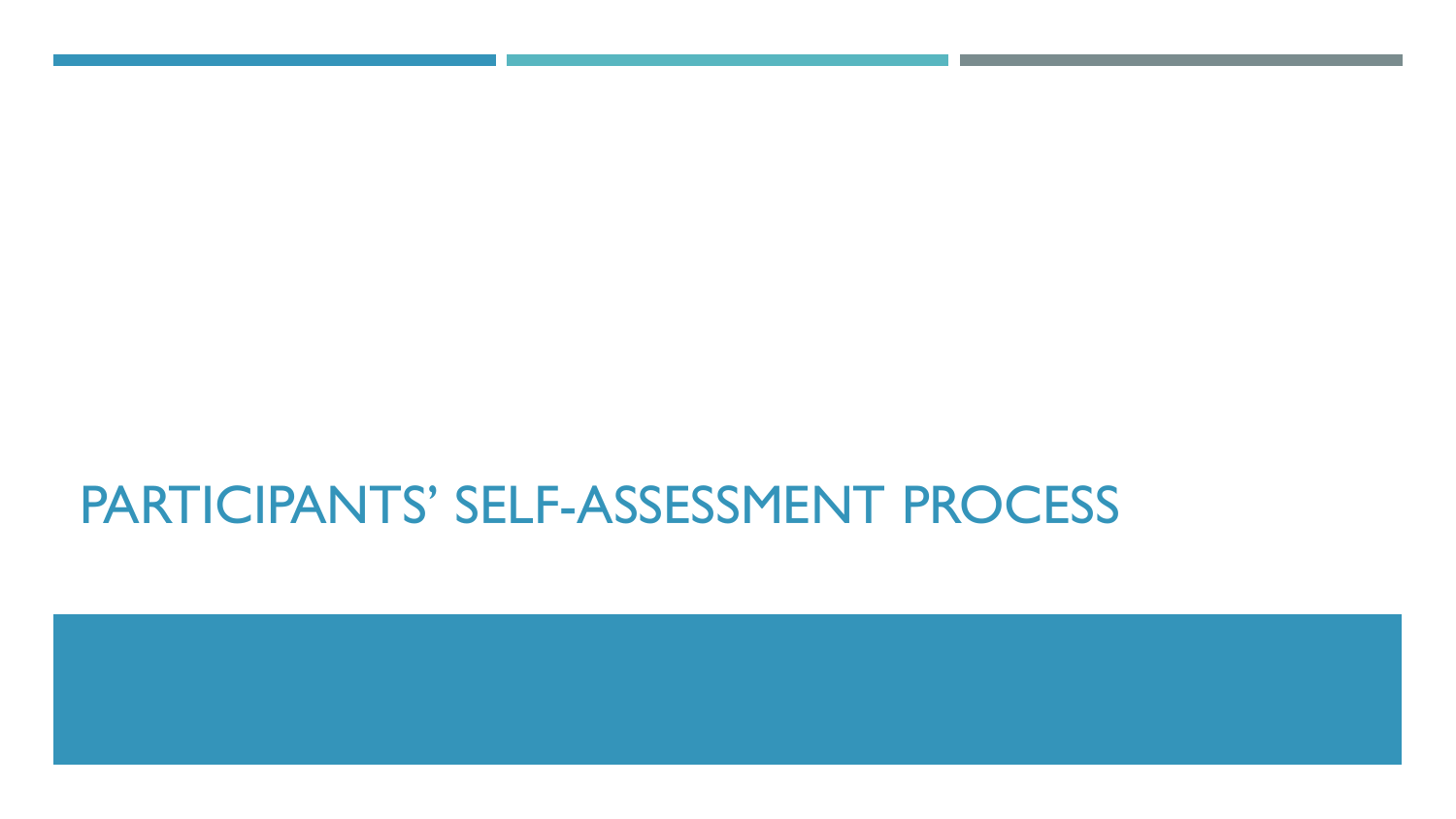# PARTICIPANTS' SELF-ASSESSMENT PROCESS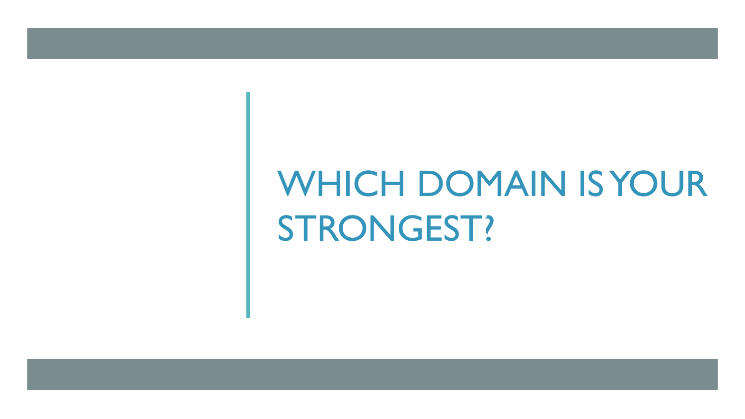# WHICH DOMAIN IS YOUR STRONGEST?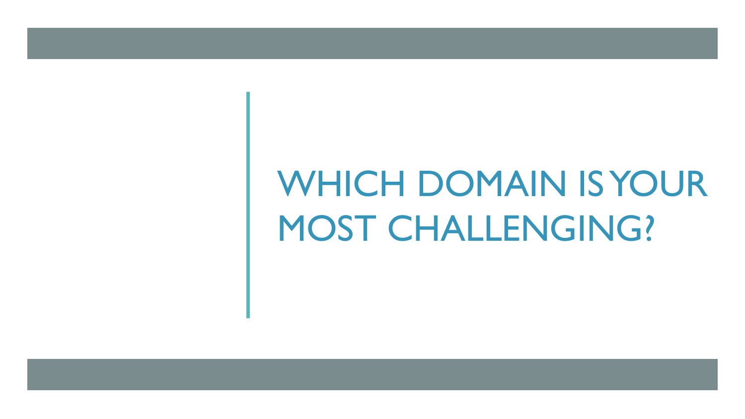# WHICH DOMAIN IS YOUR MOST CHALLENGING?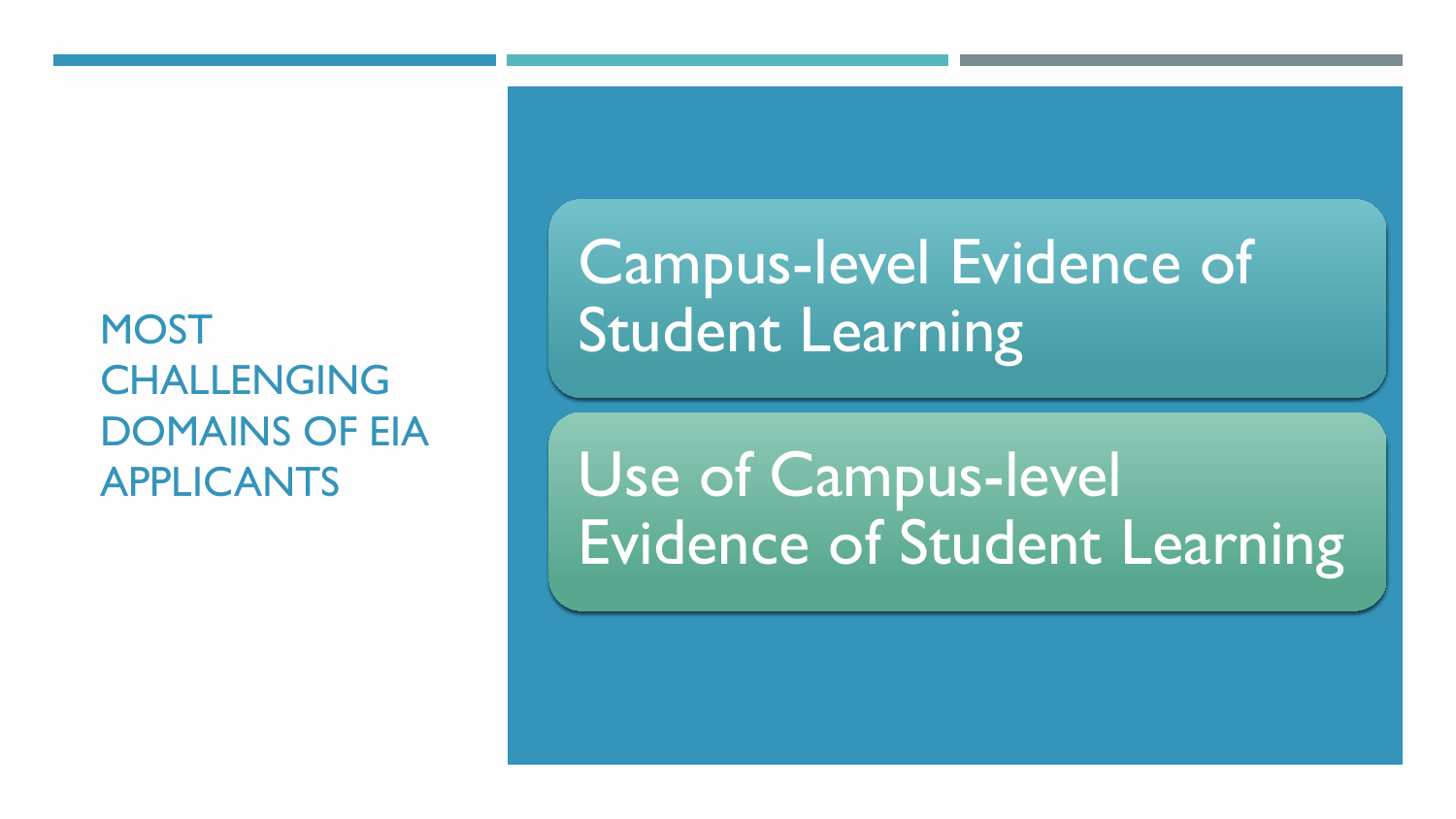# MOST CHALLENGING DOMAINS OF EIA APPLICANTS

- Campus-level Evidence of Student Learning
- Use of Campus-level Evidence of Student Learning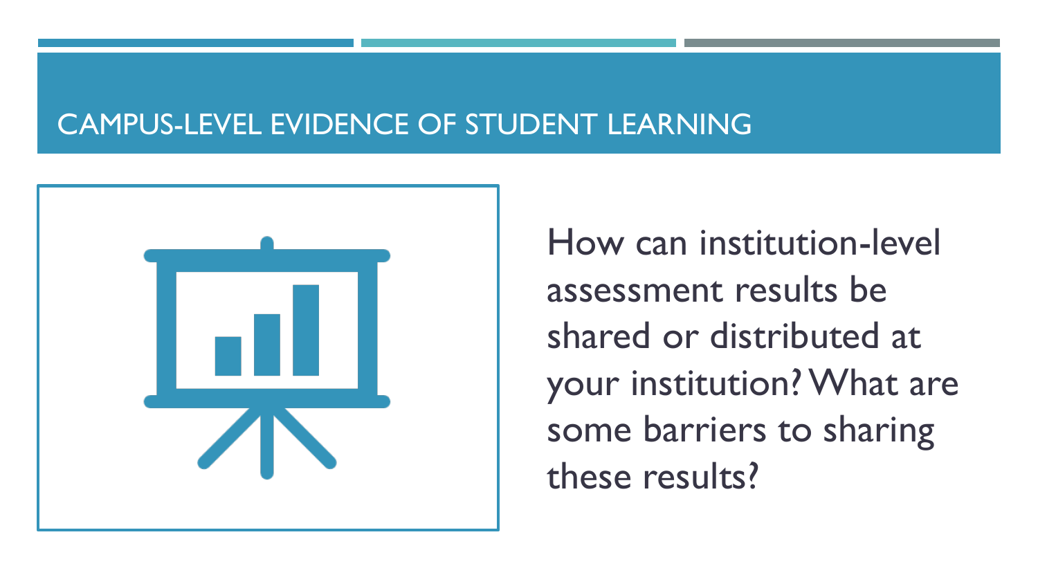# CAMPUS-LEVEL EVIDENCE OF STUDENT LEARNING

How can institution-level assessment results be shared or distributed at your institution? What are some barriers to sharing these results?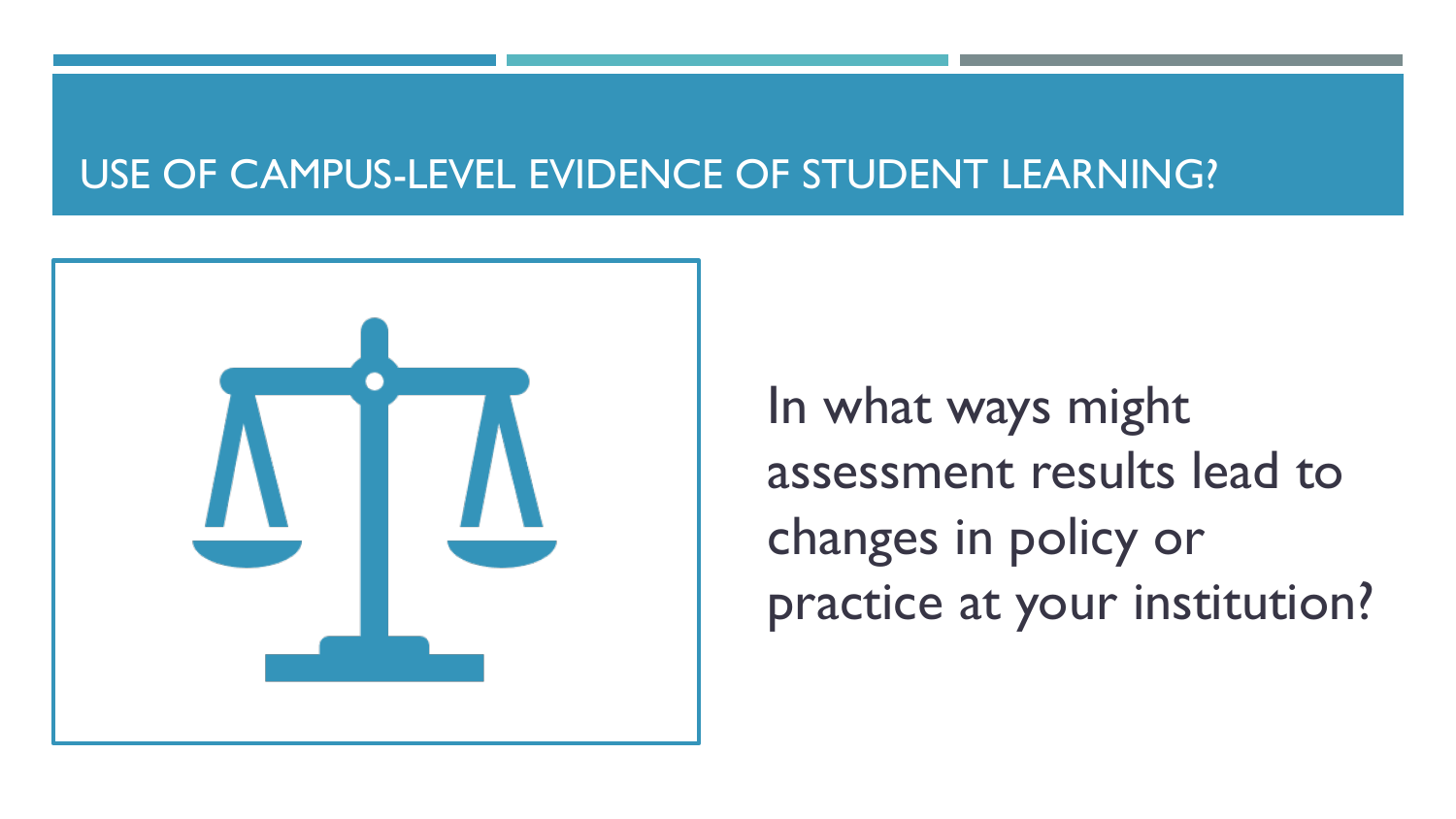# USE OF CAMPUS-LEVEL EVIDENCE OF STUDENT LEARNING?

In what ways might assessment results lead to changes in policy or practice at your institution?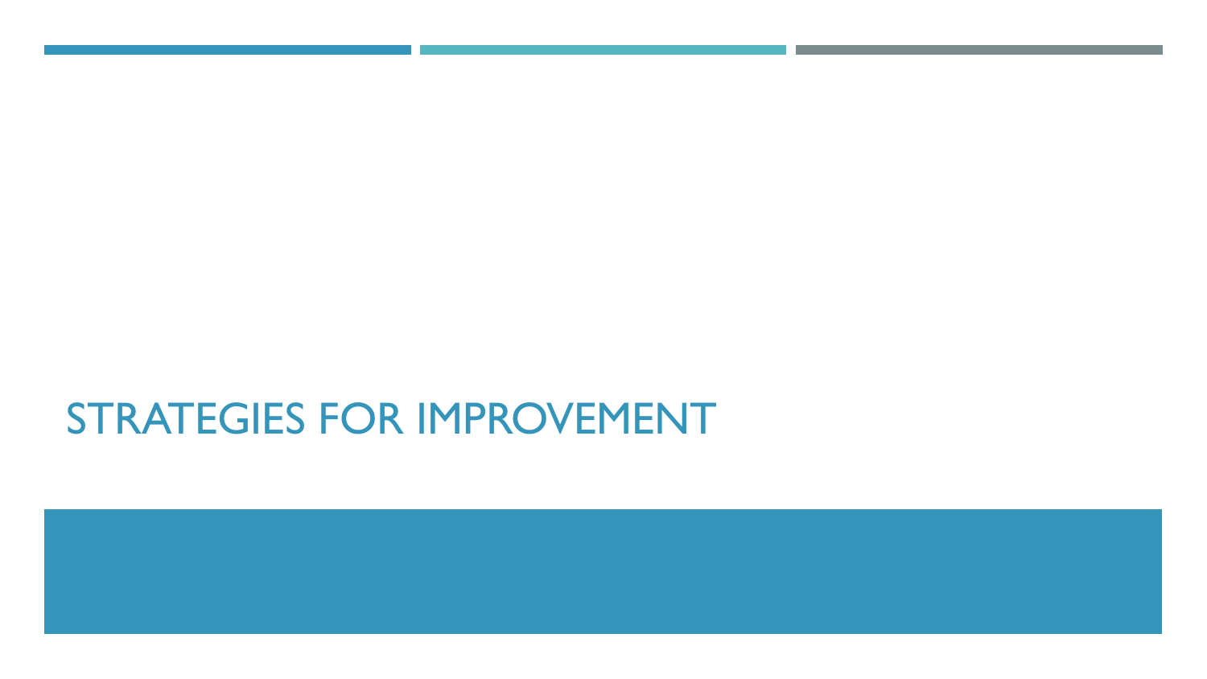# STRATEGIES FOR IMPROVEMENT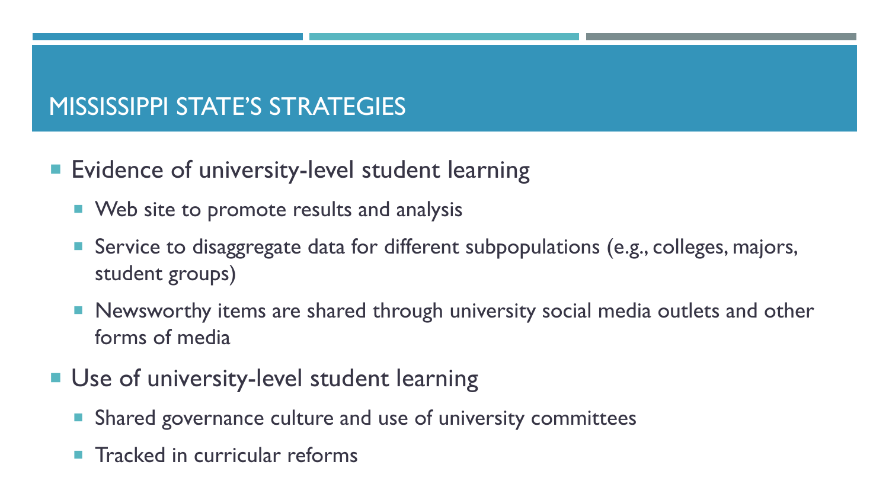# MISSISSIPPI STATE'S STRATEGIES

- Evidence of university-level student learning
  - Web site to promote results and analysis
  - Service to disaggregate data for different subpopulations (e.g., colleges, majors, student groups)
  - Newsworthy items are shared through university social media outlets and other forms of media
- Use of university-level student learning
  - Shared governance culture and use of university committees
  - Tracked in curricular reforms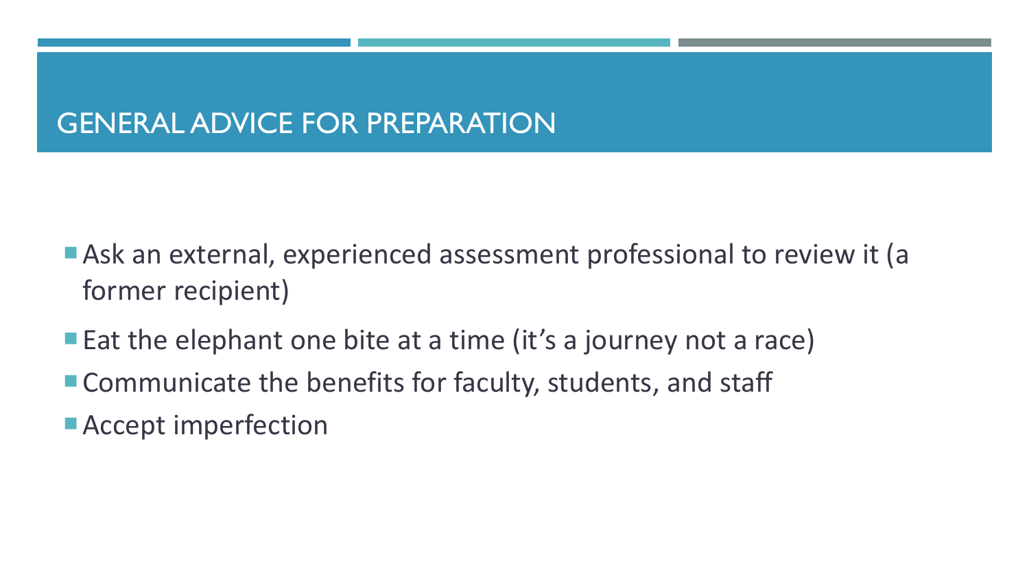# GENERAL ADVICE FOR PREPARATION

- Ask an external, experienced assessment professional to review it (a former recipient)
- Eat the elephant one bite at a time (it's a journey not a race)
- Communicate the benefits for faculty, students, and staff
- Accept imperfection